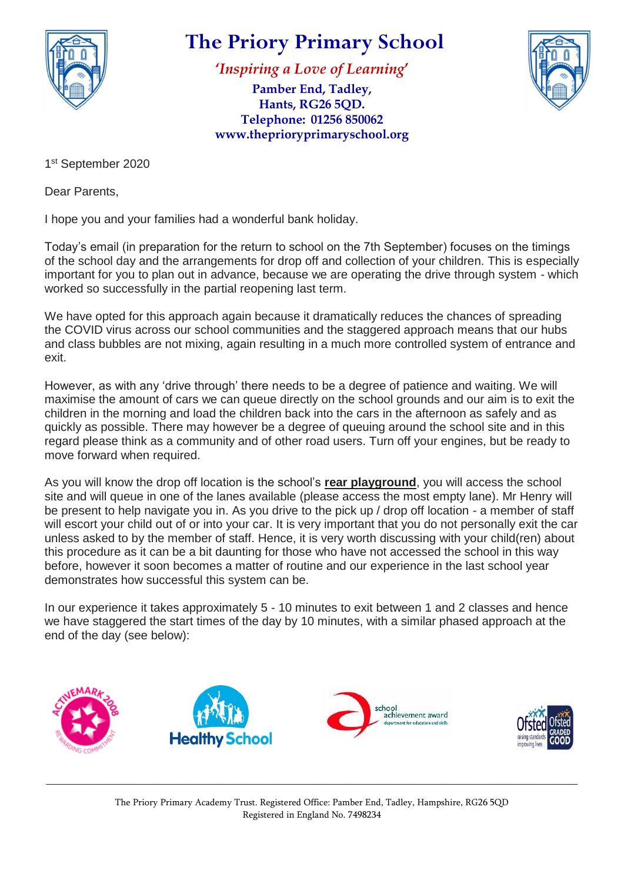# The Priory Primary School

***'Inspiring a Love of Learning'***

**Pamber End, Tadley,**
**Hants, RG26 5QD.**
**Telephone: 01256 850062**
**www.theprioryprimaryschool.org**

1st September 2020

Dear Parents,

I hope you and your families had a wonderful bank holiday.

Today's email (in preparation for the return to school on the 7th September) focuses on the timings of the school day and the arrangements for drop off and collection of your children. This is especially important for you to plan out in advance, because we are operating the drive through system - which worked so successfully in the partial reopening last term.

We have opted for this approach again because it dramatically reduces the chances of spreading the COVID virus across our school communities and the staggered approach means that our hubs and class bubbles are not mixing, again resulting in a much more controlled system of entrance and exit.

However, as with any 'drive through' there needs to be a degree of patience and waiting. We will maximise the amount of cars we can queue directly on the school grounds and our aim is to exit the children in the morning and load the children back into the cars in the afternoon as safely and as quickly as possible. There may however be a degree of queuing around the school site and in this regard please think as a community and of other road users. Turn off your engines, but be ready to move forward when required.

As you will know the drop off location is the school's **rear playground**, you will access the school site and will queue in one of the lanes available (please access the most empty lane). Mr Henry will be present to help navigate you in. As you drive to the pick up / drop off location - a member of staff will escort your child out of or into your car. It is very important that you do not personally exit the car unless asked to by the member of staff. Hence, it is very worth discussing with your child(ren) about this procedure as it can be a bit daunting for those who have not accessed the school in this way before, however it soon becomes a matter of routine and our experience in the last school year demonstrates how successful this system can be.

In our experience it takes approximately 5 - 10 minutes to exit between 1 and 2 classes and hence we have staggered the start times of the day by 10 minutes, with a similar phased approach at the end of the day (see below):

The Priory Primary Academy Trust. Registered Office: Pamber End, Tadley, Hampshire, RG26 5QD
Registered in England No. 7498234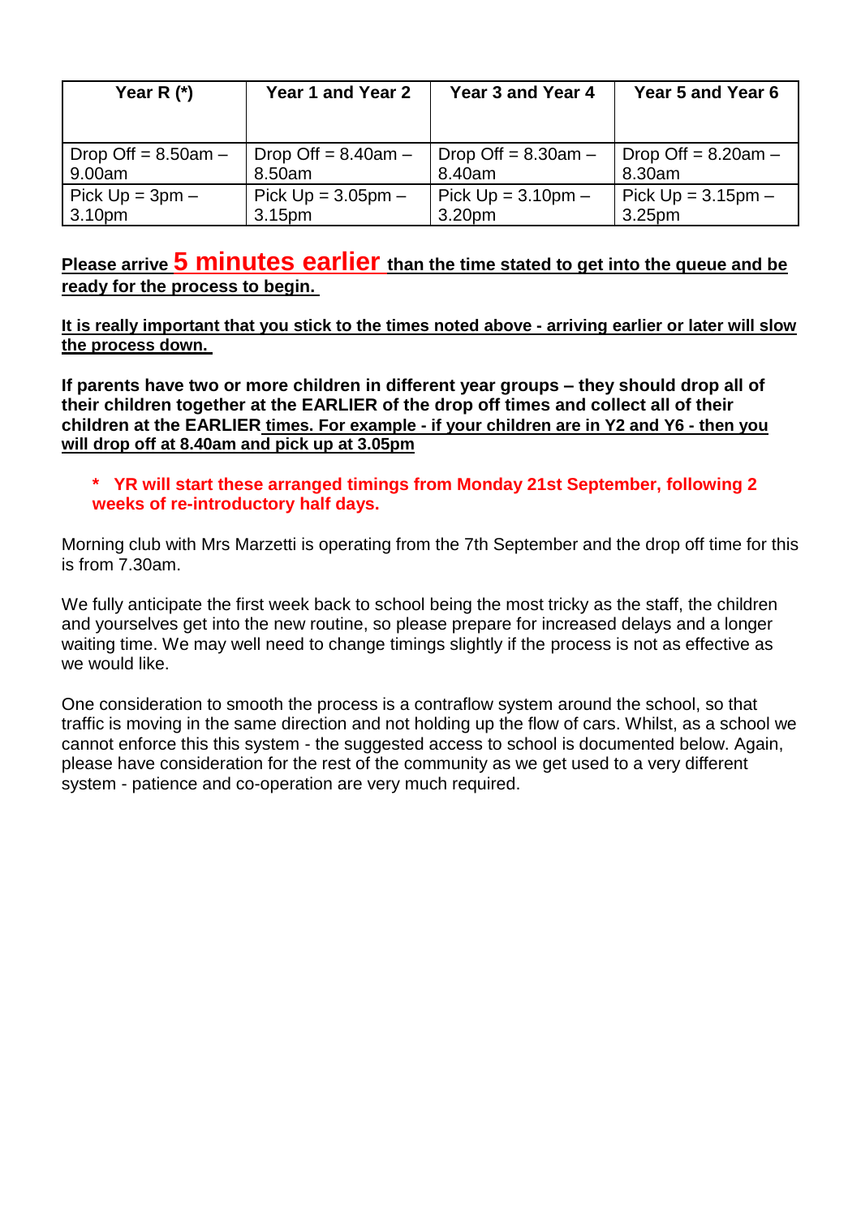| Year R (*) | Year 1 and Year 2 | Year 3 and Year 4 | Year 5 and Year 6 |
|---|---|---|---|
| Drop Off = 8.50am – 9.00am | Drop Off = 8.40am – 8.50am | Drop Off = 8.30am – 8.40am | Drop Off = 8.20am – 8.30am |
| Pick Up = 3pm – 3.10pm | Pick Up = 3.05pm – 3.15pm | Pick Up = 3.10pm – 3.20pm | Pick Up = 3.15pm – 3.25pm |

**Please arrive 5 minutes earlier than the time stated to get into the queue and be ready for the process to begin.**

**It is really important that you stick to the times noted above - arriving earlier or later will slow the process down.**

**If parents have two or more children in different year groups – they should drop all of their children together at the EARLIER of the drop off times and collect all of their children at the EARLIER times. For example - if your children are in Y2 and Y6 - then you will drop off at 8.40am and pick up at 3.05pm**

- **\* YR will start these arranged timings from Monday 21st September, following 2 weeks of re-introductory half days.**

Morning club with Mrs Marzetti is operating from the 7th September and the drop off time for this is from 7.30am.

We fully anticipate the first week back to school being the most tricky as the staff, the children and yourselves get into the new routine, so please prepare for increased delays and a longer waiting time. We may well need to change timings slightly if the process is not as effective as we would like.

One consideration to smooth the process is a contraflow system around the school, so that traffic is moving in the same direction and not holding up the flow of cars. Whilst, as a school we cannot enforce this this system - the suggested access to school is documented below. Again, please have consideration for the rest of the community as we get used to a very different system - patience and co-operation are very much required.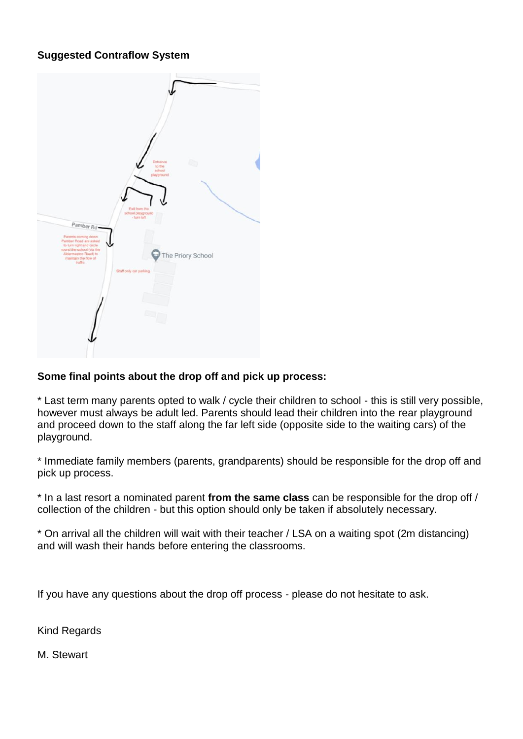**Suggested Contraflow System**

Entrance to the school playground

Exit from the school playground - turn left

Pamber Rd

Parents coming down Pamber Road are asked to turn right and circle round the school (via the Aldermaston Road) to maintain the flow of traffic

The Priory School

Staff only car parking

**Some final points about the drop off and pick up process:**

* Last term many parents opted to walk / cycle their children to school - this is still very possible, however must always be adult led. Parents should lead their children into the rear playground and proceed down to the staff along the far left side (opposite side to the waiting cars) of the playground.

* Immediate family members (parents, grandparents) should be responsible for the drop off and pick up process.

* In a last resort a nominated parent **from the same class** can be responsible for the drop off / collection of the children - but this option should only be taken if absolutely necessary.

* On arrival all the children will wait with their teacher / LSA on a waiting spot (2m distancing) and will wash their hands before entering the classrooms.

If you have any questions about the drop off process - please do not hesitate to ask.

Kind Regards

M. Stewart